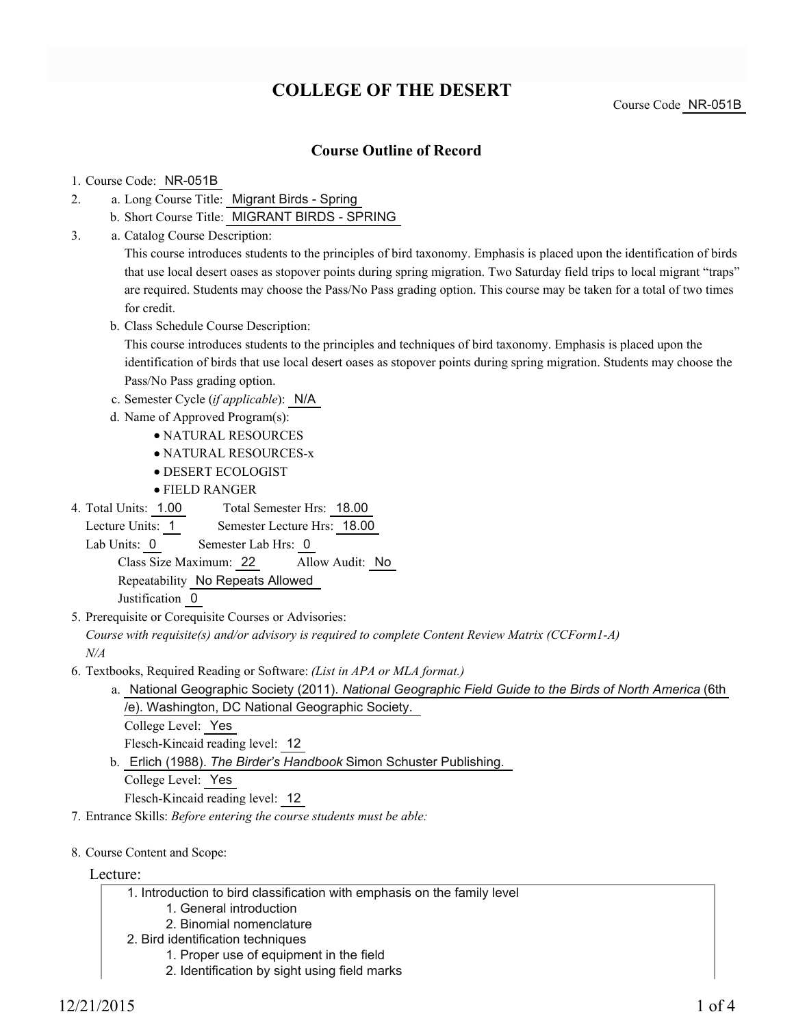# COLLEGE OF THE DESERT

Course Code NR-051B

## Course Outline of Record

1. Course Code: NR-051B
2. a. Long Course Title: Migrant Birds - Spring
   b. Short Course Title: MIGRANT BIRDS - SPRING
3. a. Catalog Course Description:
   This course introduces students to the principles of bird taxonomy. Emphasis is placed upon the identification of birds that use local desert oases as stopover points during spring migration. Two Saturday field trips to local migrant "traps" are required. Students may choose the Pass/No Pass grading option. This course may be taken for a total of two times for credit.
   b. Class Schedule Course Description:
   This course introduces students to the principles and techniques of bird taxonomy. Emphasis is placed upon the identification of birds that use local desert oases as stopover points during spring migration. Students may choose the Pass/No Pass grading option.
   c. Semester Cycle (*if applicable*): N/A
   d. Name of Approved Program(s):
      - NATURAL RESOURCES
      - NATURAL RESOURCES-x
      - DESERT ECOLOGIST
      - FIELD RANGER
4. Total Units: 1.00 Total Semester Hrs: 18.00
   Lecture Units: 1 Semester Lecture Hrs: 18.00
   Lab Units: 0 Semester Lab Hrs: 0
   Class Size Maximum: 22 Allow Audit: No
   Repeatability No Repeats Allowed
   Justification 0
5. Prerequisite or Corequisite Courses or Advisories:
   *Course with requisite(s) and/or advisory is required to complete Content Review Matrix (CCForm1-A)*
   *N/A*
6. Textbooks, Required Reading or Software: *(List in APA or MLA format.)*
   a. National Geographic Society (2011). *National Geographic Field Guide to the Birds of North America* (6th /e). Washington, DC National Geographic Society.
      College Level: Yes
      Flesch-Kincaid reading level: 12
   b. Erlich (1988). *The Birder's Handbook* Simon Schuster Publishing.
      College Level: Yes
      Flesch-Kincaid reading level: 12
7. Entrance Skills: *Before entering the course students must be able:*
8. Course Content and Scope:

Lecture:

1. Introduction to bird classification with emphasis on the family level
   1. General introduction
   2. Binomial nomenclature
2. Bird identification techniques
   1. Proper use of equipment in the field
   2. Identification by sight using field marks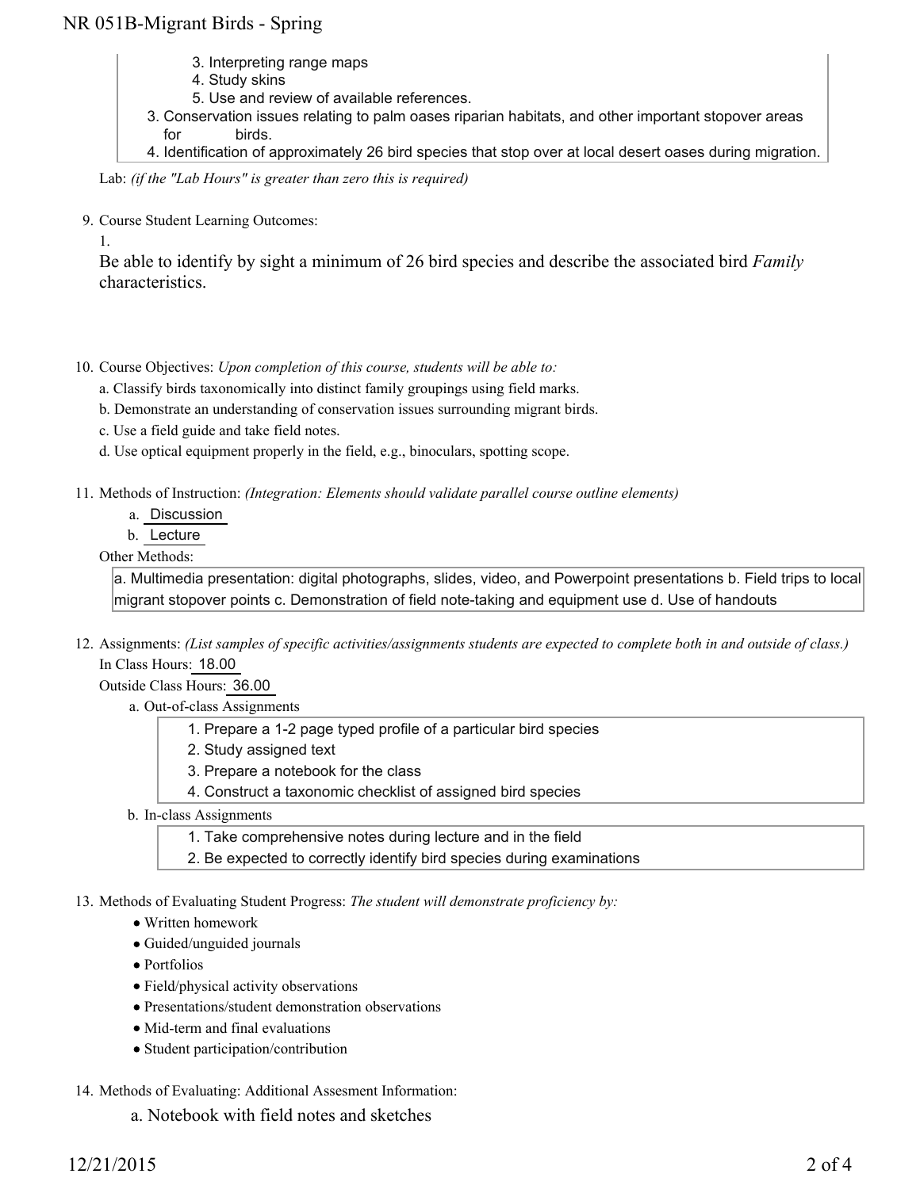3. Interpreting range maps
4. Study skins
5. Use and review of available references.

3. Conservation issues relating to palm oases riparian habitats, and other important stopover areas for birds.
4. Identification of approximately 26 bird species that stop over at local desert oases during migration.

Lab: *(if the "Lab Hours" is greater than zero this is required)*

9. Course Student Learning Outcomes:

   1.

   Be able to identify by sight a minimum of 26 bird species and describe the associated bird *Family* characteristics.

10. Course Objectives: *Upon completion of this course, students will be able to:*

    a. Classify birds taxonomically into distinct family groupings using field marks.

    b. Demonstrate an understanding of conservation issues surrounding migrant birds.

    c. Use a field guide and take field notes.

    d. Use optical equipment properly in the field, e.g., binoculars, spotting scope.

11. Methods of Instruction: *(Integration: Elements should validate parallel course outline elements)*

    a. Discussion

    b. Lecture

    Other Methods:

    a. Multimedia presentation: digital photographs, slides, video, and Powerpoint presentations b. Field trips to local migrant stopover points c. Demonstration of field note-taking and equipment use d. Use of handouts

12. Assignments: *(List samples of specific activities/assignments students are expected to complete both in and outside of class.)*

    In Class Hours: 18.00

    Outside Class Hours: 36.00

    a. Out-of-class Assignments

       1. Prepare a 1-2 page typed profile of a particular bird species
       2. Study assigned text
       3. Prepare a notebook for the class
       4. Construct a taxonomic checklist of assigned bird species

    b. In-class Assignments

       1. Take comprehensive notes during lecture and in the field
       2. Be expected to correctly identify bird species during examinations

13. Methods of Evaluating Student Progress: *The student will demonstrate proficiency by:*

    - Written homework
    - Guided/unguided journals
    - Portfolios
    - Field/physical activity observations
    - Presentations/student demonstration observations
    - Mid-term and final evaluations
    - Student participation/contribution

14. Methods of Evaluating: Additional Assesment Information:

    a. Notebook with field notes and sketches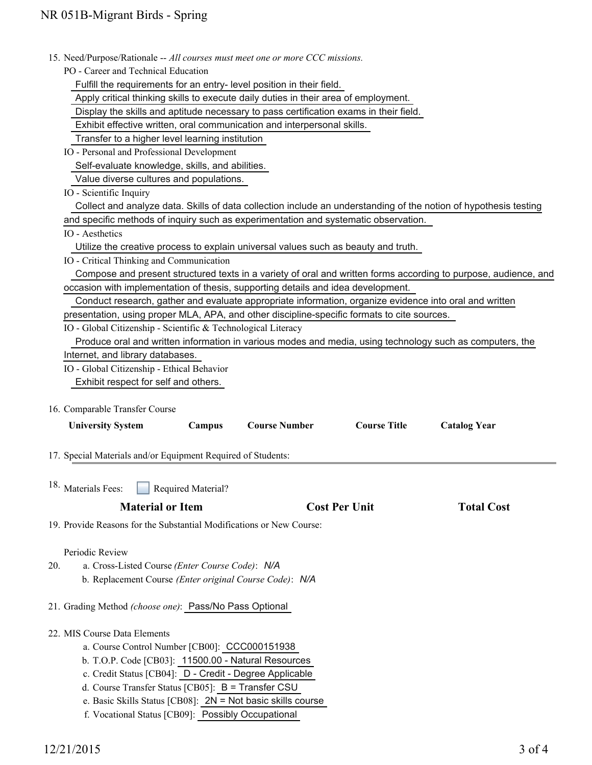15. Need/Purpose/Rationale -- *All courses must meet one or more CCC missions.*

PO - Career and Technical Education

- Fulfill the requirements for an entry- level position in their field.
- Apply critical thinking skills to execute daily duties in their area of employment.
- Display the skills and aptitude necessary to pass certification exams in their field.
- Exhibit effective written, oral communication and interpersonal skills.
- Transfer to a higher level learning institution

IO - Personal and Professional Development

- Self-evaluate knowledge, skills, and abilities.
- Value diverse cultures and populations.

IO - Scientific Inquiry

- Collect and analyze data. Skills of data collection include an understanding of the notion of hypothesis testing and specific methods of inquiry such as experimentation and systematic observation.

IO - Aesthetics

- Utilize the creative process to explain universal values such as beauty and truth.

IO - Critical Thinking and Communication

- Compose and present structured texts in a variety of oral and written forms according to purpose, audience, and occasion with implementation of thesis, supporting details and idea development.
- Conduct research, gather and evaluate appropriate information, organize evidence into oral and written presentation, using proper MLA, APA, and other discipline-specific formats to cite sources.

IO - Global Citizenship - Scientific & Technological Literacy

- Produce oral and written information in various modes and media, using technology such as computers, the Internet, and library databases.

IO - Global Citizenship - Ethical Behavior

- Exhibit respect for self and others.

16. Comparable Transfer Course

| University System | Campus | Course Number | Course Title | Catalog Year |
|---|---|---|---|---|

17. Special Materials and/or Equipment Required of Students:

18. Materials Fees: ☐ Required Material?

| Material or Item | Cost Per Unit | Total Cost |
|---|---|---|

19. Provide Reasons for the Substantial Modifications or New Course:

Periodic Review

20.
  a. Cross-Listed Course *(Enter Course Code)*: *N/A*
  b. Replacement Course *(Enter original Course Code)*: *N/A*

21. Grading Method *(choose one)*: Pass/No Pass Optional

22. MIS Course Data Elements
  a. Course Control Number [CB00]: CCC000151938
  b. T.O.P. Code [CB03]: 11500.00 - Natural Resources
  c. Credit Status [CB04]: D - Credit - Degree Applicable
  d. Course Transfer Status [CB05]: B = Transfer CSU
  e. Basic Skills Status [CB08]: 2N = Not basic skills course
  f. Vocational Status [CB09]: Possibly Occupational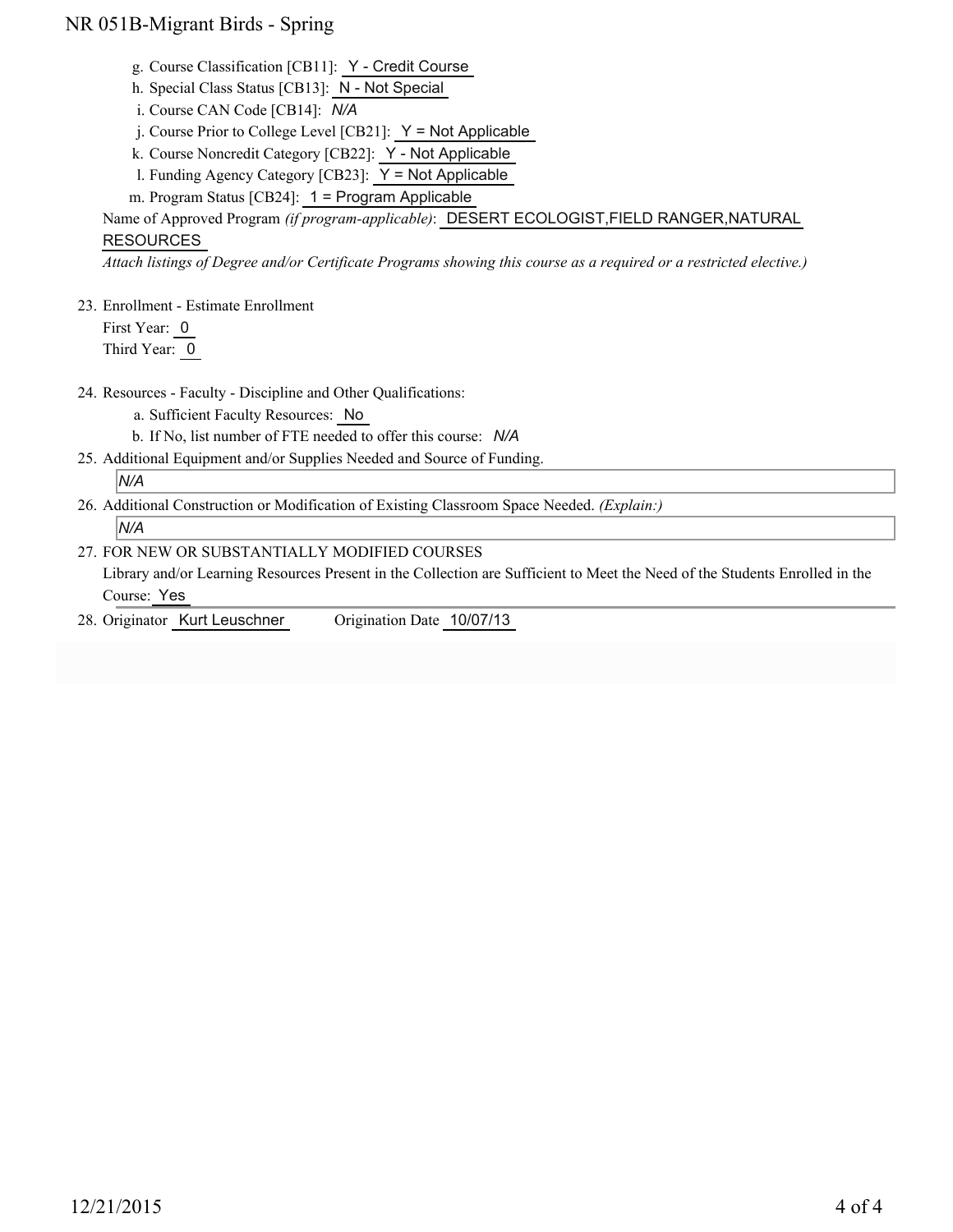g. Course Classification [CB11]: Y - Credit Course
h. Special Class Status [CB13]: N - Not Special
i. Course CAN Code [CB14]: *N/A*
j. Course Prior to College Level [CB21]: Y = Not Applicable
k. Course Noncredit Category [CB22]: Y - Not Applicable
l. Funding Agency Category [CB23]: Y = Not Applicable
m. Program Status [CB24]: 1 = Program Applicable

Name of Approved Program *(if program-applicable)*: DESERT ECOLOGIST,FIELD RANGER,NATURAL RESOURCES

*Attach listings of Degree and/or Certificate Programs showing this course as a required or a restricted elective.)*

23. Enrollment - Estimate Enrollment
    First Year: 0
    Third Year: 0

24. Resources - Faculty - Discipline and Other Qualifications:
    a. Sufficient Faculty Resources: No
    b. If No, list number of FTE needed to offer this course: *N/A*

25. Additional Equipment and/or Supplies Needed and Source of Funding.
    *N/A*

26. Additional Construction or Modification of Existing Classroom Space Needed. *(Explain:)*
    *N/A*

27. FOR NEW OR SUBSTANTIALLY MODIFIED COURSES
    Library and/or Learning Resources Present in the Collection are Sufficient to Meet the Need of the Students Enrolled in the Course: Yes

28. Originator Kurt Leuschner Origination Date 10/07/13